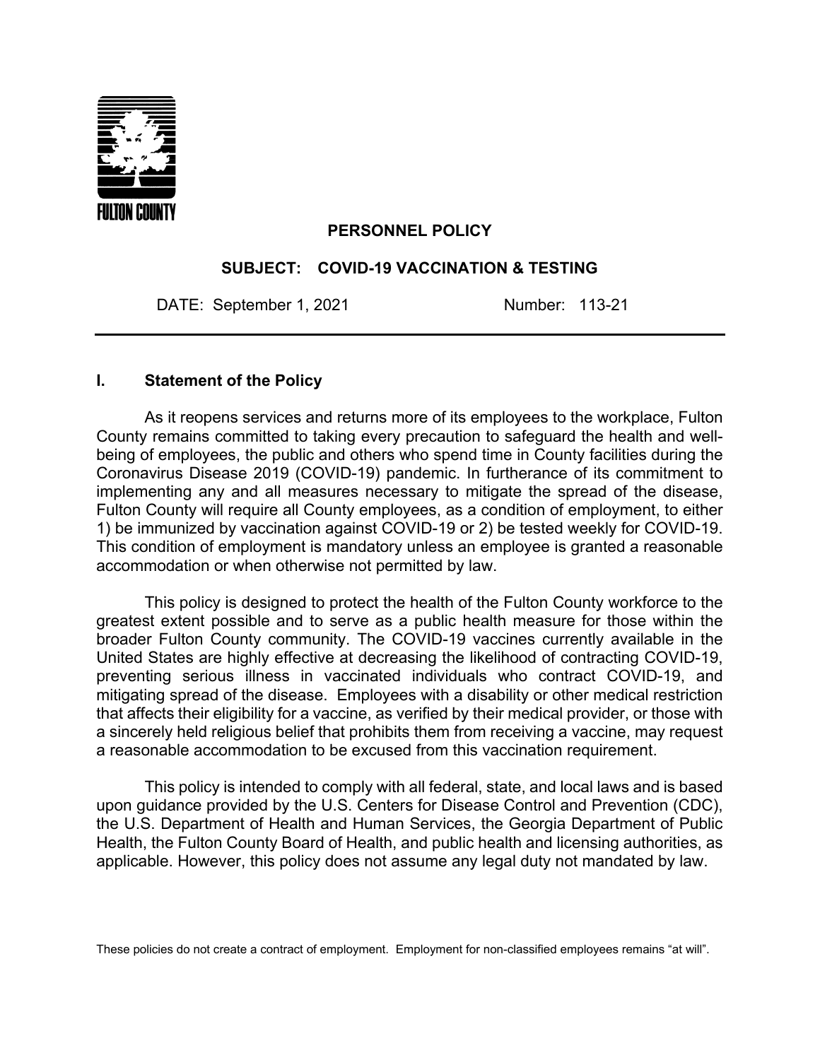FULTON COUNTY

**PERSONNEL POLICY**

**SUBJECT: COVID-19 VACCINATION & TESTING**

DATE: September 1, 2021 Number: 113-21

---

## I. Statement of the Policy

As it reopens services and returns more of its employees to the workplace, Fulton County remains committed to taking every precaution to safeguard the health and well-being of employees, the public and others who spend time in County facilities during the Coronavirus Disease 2019 (COVID-19) pandemic. In furtherance of its commitment to implementing any and all measures necessary to mitigate the spread of the disease, Fulton County will require all County employees, as a condition of employment, to either 1) be immunized by vaccination against COVID-19 or 2) be tested weekly for COVID-19. This condition of employment is mandatory unless an employee is granted a reasonable accommodation or when otherwise not permitted by law.

This policy is designed to protect the health of the Fulton County workforce to the greatest extent possible and to serve as a public health measure for those within the broader Fulton County community. The COVID-19 vaccines currently available in the United States are highly effective at decreasing the likelihood of contracting COVID-19, preventing serious illness in vaccinated individuals who contract COVID-19, and mitigating spread of the disease. Employees with a disability or other medical restriction that affects their eligibility for a vaccine, as verified by their medical provider, or those with a sincerely held religious belief that prohibits them from receiving a vaccine, may request a reasonable accommodation to be excused from this vaccination requirement.

This policy is intended to comply with all federal, state, and local laws and is based upon guidance provided by the U.S. Centers for Disease Control and Prevention (CDC), the U.S. Department of Health and Human Services, the Georgia Department of Public Health, the Fulton County Board of Health, and public health and licensing authorities, as applicable. However, this policy does not assume any legal duty not mandated by law.

These policies do not create a contract of employment. Employment for non-classified employees remains "at will".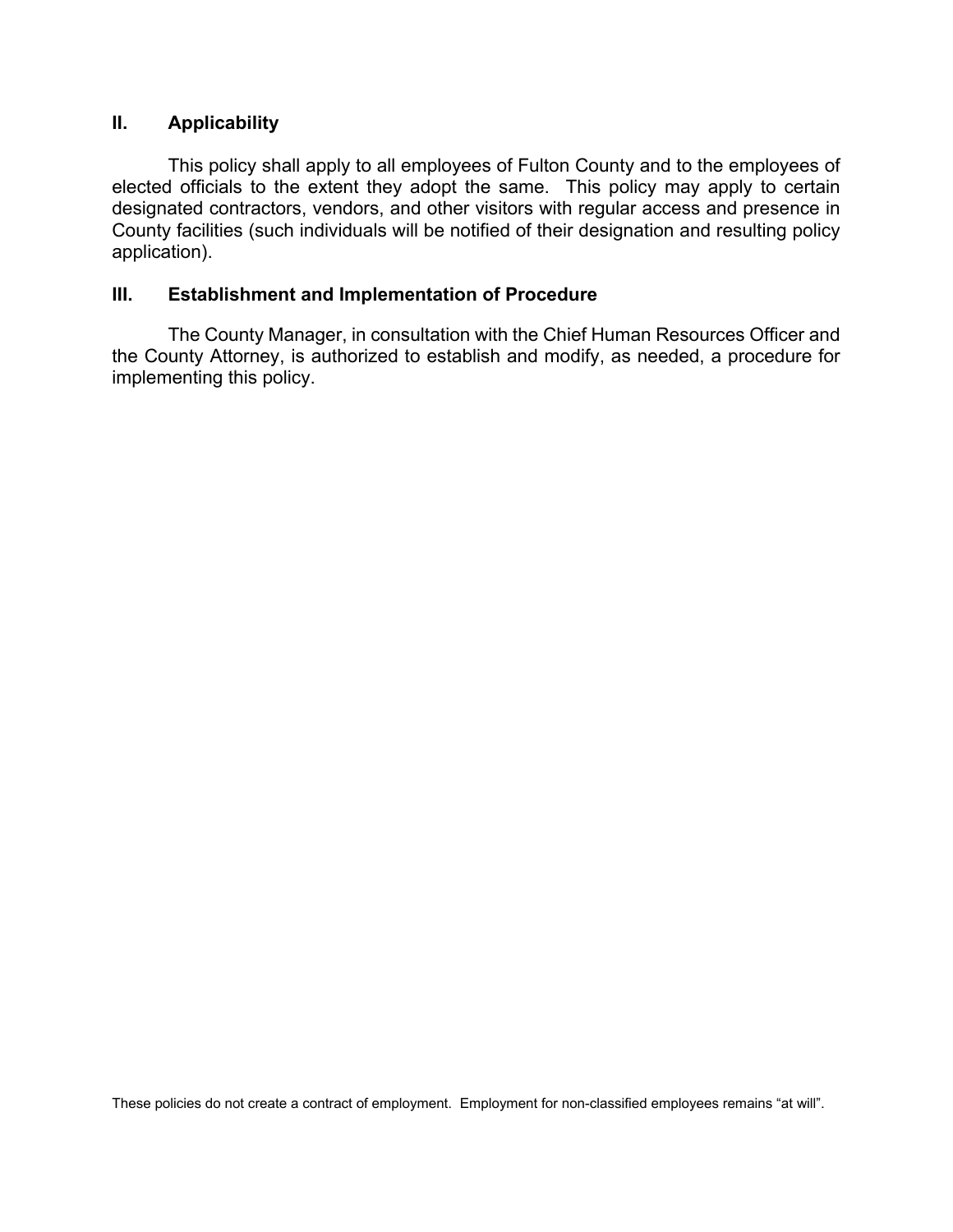## II. Applicability

This policy shall apply to all employees of Fulton County and to the employees of elected officials to the extent they adopt the same. This policy may apply to certain designated contractors, vendors, and other visitors with regular access and presence in County facilities (such individuals will be notified of their designation and resulting policy application).

## III. Establishment and Implementation of Procedure

The County Manager, in consultation with the Chief Human Resources Officer and the County Attorney, is authorized to establish and modify, as needed, a procedure for implementing this policy.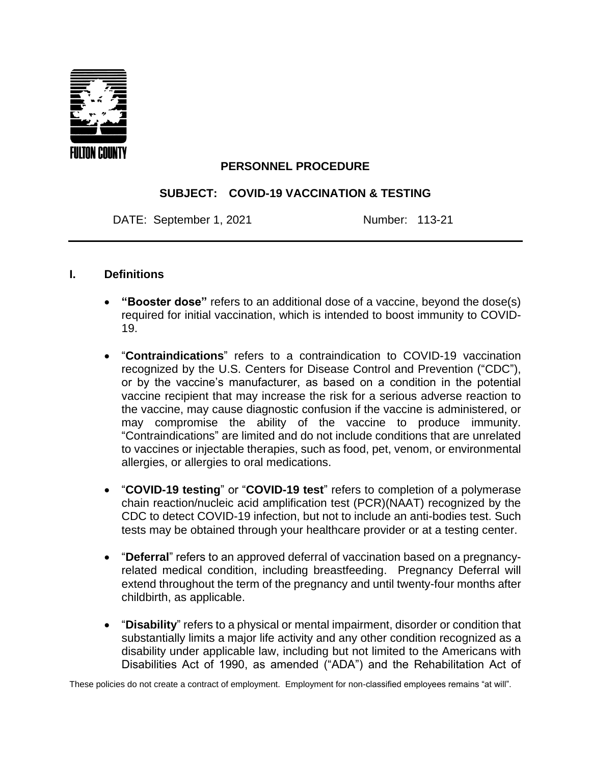FULTON COUNTY

**PERSONNEL PROCEDURE**

**SUBJECT: COVID-19 VACCINATION & TESTING**

DATE: September 1, 2021 Number: 113-21

## I. Definitions

- **"Booster dose"** refers to an additional dose of a vaccine, beyond the dose(s) required for initial vaccination, which is intended to boost immunity to COVID-19.

- "**Contraindications**" refers to a contraindication to COVID-19 vaccination recognized by the U.S. Centers for Disease Control and Prevention ("CDC"), or by the vaccine's manufacturer, as based on a condition in the potential vaccine recipient that may increase the risk for a serious adverse reaction to the vaccine, may cause diagnostic confusion if the vaccine is administered, or may compromise the ability of the vaccine to produce immunity. "Contraindications" are limited and do not include conditions that are unrelated to vaccines or injectable therapies, such as food, pet, venom, or environmental allergies, or allergies to oral medications.

- "**COVID-19 testing**" or "**COVID-19 test**" refers to completion of a polymerase chain reaction/nucleic acid amplification test (PCR)(NAAT) recognized by the CDC to detect COVID-19 infection, but not to include an anti-bodies test. Such tests may be obtained through your healthcare provider or at a testing center.

- "**Deferral**" refers to an approved deferral of vaccination based on a pregnancy-related medical condition, including breastfeeding. Pregnancy Deferral will extend throughout the term of the pregnancy and until twenty-four months after childbirth, as applicable.

- "**Disability**" refers to a physical or mental impairment, disorder or condition that substantially limits a major life activity and any other condition recognized as a disability under applicable law, including but not limited to the Americans with Disabilities Act of 1990, as amended ("ADA") and the Rehabilitation Act of

These policies do not create a contract of employment. Employment for non-classified employees remains "at will".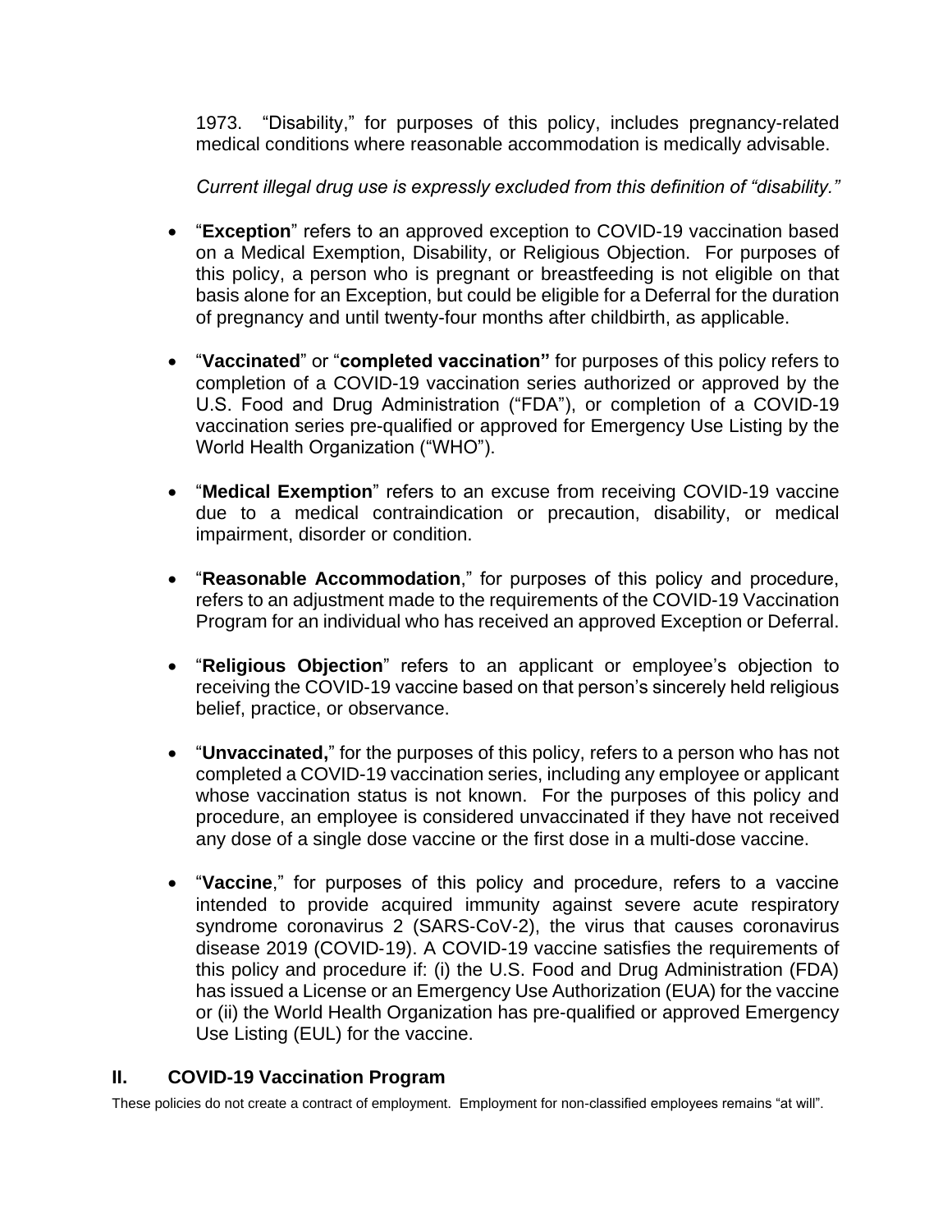1973. “Disability,” for purposes of this policy, includes pregnancy-related medical conditions where reasonable accommodation is medically advisable.

*Current illegal drug use is expressly excluded from this definition of “disability.”*

- “**Exception**” refers to an approved exception to COVID-19 vaccination based on a Medical Exemption, Disability, or Religious Objection. For purposes of this policy, a person who is pregnant or breastfeeding is not eligible on that basis alone for an Exception, but could be eligible for a Deferral for the duration of pregnancy and until twenty-four months after childbirth, as applicable.

- “**Vaccinated**” or “**completed vaccination”** for purposes of this policy refers to completion of a COVID-19 vaccination series authorized or approved by the U.S. Food and Drug Administration (“FDA”), or completion of a COVID-19 vaccination series pre-qualified or approved for Emergency Use Listing by the World Health Organization (“WHO”).

- “**Medical Exemption**” refers to an excuse from receiving COVID-19 vaccine due to a medical contraindication or precaution, disability, or medical impairment, disorder or condition.

- “**Reasonable Accommodation**,” for purposes of this policy and procedure, refers to an adjustment made to the requirements of the COVID-19 Vaccination Program for an individual who has received an approved Exception or Deferral.

- “**Religious Objection**” refers to an applicant or employee’s objection to receiving the COVID-19 vaccine based on that person’s sincerely held religious belief, practice, or observance.

- “**Unvaccinated,**” for the purposes of this policy, refers to a person who has not completed a COVID-19 vaccination series, including any employee or applicant whose vaccination status is not known. For the purposes of this policy and procedure, an employee is considered unvaccinated if they have not received any dose of a single dose vaccine or the first dose in a multi-dose vaccine.

- “**Vaccine**,” for purposes of this policy and procedure, refers to a vaccine intended to provide acquired immunity against severe acute respiratory syndrome coronavirus 2 (SARS-CoV-2), the virus that causes coronavirus disease 2019 (COVID-19). A COVID-19 vaccine satisfies the requirements of this policy and procedure if: (i) the U.S. Food and Drug Administration (FDA) has issued a License or an Emergency Use Authorization (EUA) for the vaccine or (ii) the World Health Organization has pre-qualified or approved Emergency Use Listing (EUL) for the vaccine.

## II. COVID-19 Vaccination Program

These policies do not create a contract of employment. Employment for non-classified employees remains “at will”.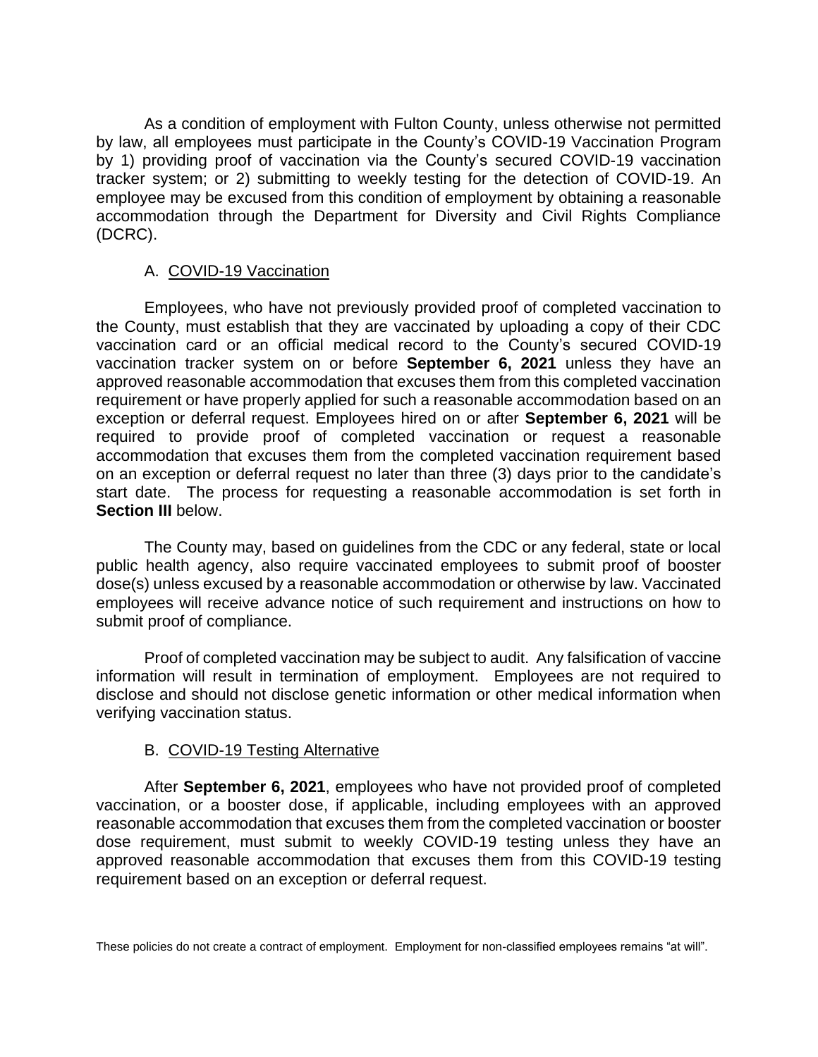As a condition of employment with Fulton County, unless otherwise not permitted by law, all employees must participate in the County's COVID-19 Vaccination Program by 1) providing proof of vaccination via the County's secured COVID-19 vaccination tracker system; or 2) submitting to weekly testing for the detection of COVID-19. An employee may be excused from this condition of employment by obtaining a reasonable accommodation through the Department for Diversity and Civil Rights Compliance (DCRC).

### A. COVID-19 Vaccination

Employees, who have not previously provided proof of completed vaccination to the County, must establish that they are vaccinated by uploading a copy of their CDC vaccination card or an official medical record to the County's secured COVID-19 vaccination tracker system on or before **September 6, 2021** unless they have an approved reasonable accommodation that excuses them from this completed vaccination requirement or have properly applied for such a reasonable accommodation based on an exception or deferral request. Employees hired on or after **September 6, 2021** will be required to provide proof of completed vaccination or request a reasonable accommodation that excuses them from the completed vaccination requirement based on an exception or deferral request no later than three (3) days prior to the candidate's start date. The process for requesting a reasonable accommodation is set forth in **Section III** below.

The County may, based on guidelines from the CDC or any federal, state or local public health agency, also require vaccinated employees to submit proof of booster dose(s) unless excused by a reasonable accommodation or otherwise by law. Vaccinated employees will receive advance notice of such requirement and instructions on how to submit proof of compliance.

Proof of completed vaccination may be subject to audit. Any falsification of vaccine information will result in termination of employment. Employees are not required to disclose and should not disclose genetic information or other medical information when verifying vaccination status.

### B. COVID-19 Testing Alternative

After **September 6, 2021**, employees who have not provided proof of completed vaccination, or a booster dose, if applicable, including employees with an approved reasonable accommodation that excuses them from the completed vaccination or booster dose requirement, must submit to weekly COVID-19 testing unless they have an approved reasonable accommodation that excuses them from this COVID-19 testing requirement based on an exception or deferral request.

These policies do not create a contract of employment. Employment for non-classified employees remains "at will".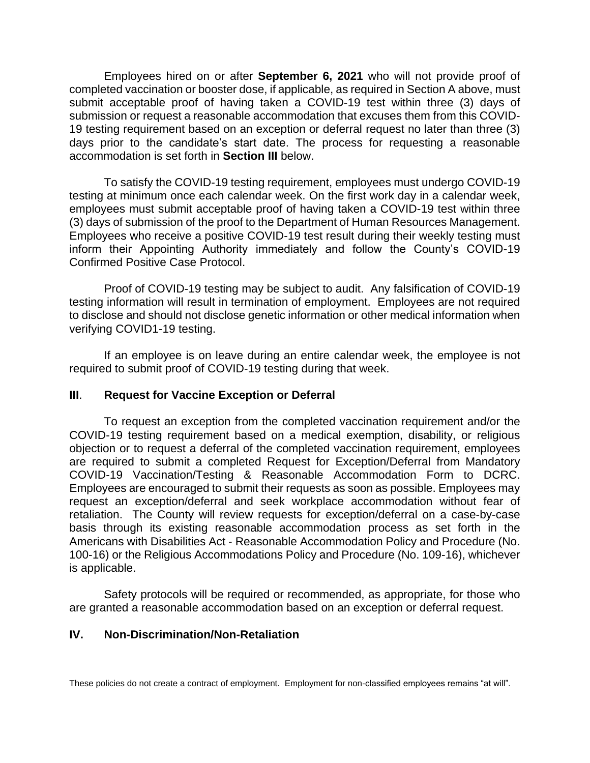Employees hired on or after **September 6, 2021** who will not provide proof of completed vaccination or booster dose, if applicable, as required in Section A above, must submit acceptable proof of having taken a COVID-19 test within three (3) days of submission or request a reasonable accommodation that excuses them from this COVID-19 testing requirement based on an exception or deferral request no later than three (3) days prior to the candidate's start date. The process for requesting a reasonable accommodation is set forth in **Section III** below.

To satisfy the COVID-19 testing requirement, employees must undergo COVID-19 testing at minimum once each calendar week. On the first work day in a calendar week, employees must submit acceptable proof of having taken a COVID-19 test within three (3) days of submission of the proof to the Department of Human Resources Management. Employees who receive a positive COVID-19 test result during their weekly testing must inform their Appointing Authority immediately and follow the County's COVID-19 Confirmed Positive Case Protocol.

Proof of COVID-19 testing may be subject to audit. Any falsification of COVID-19 testing information will result in termination of employment. Employees are not required to disclose and should not disclose genetic information or other medical information when verifying COVID1-19 testing.

If an employee is on leave during an entire calendar week, the employee is not required to submit proof of COVID-19 testing during that week.

## III. Request for Vaccine Exception or Deferral

To request an exception from the completed vaccination requirement and/or the COVID-19 testing requirement based on a medical exemption, disability, or religious objection or to request a deferral of the completed vaccination requirement, employees are required to submit a completed Request for Exception/Deferral from Mandatory COVID-19 Vaccination/Testing & Reasonable Accommodation Form to DCRC. Employees are encouraged to submit their requests as soon as possible. Employees may request an exception/deferral and seek workplace accommodation without fear of retaliation. The County will review requests for exception/deferral on a case-by-case basis through its existing reasonable accommodation process as set forth in the Americans with Disabilities Act - Reasonable Accommodation Policy and Procedure (No. 100-16) or the Religious Accommodations Policy and Procedure (No. 109-16), whichever is applicable.

Safety protocols will be required or recommended, as appropriate, for those who are granted a reasonable accommodation based on an exception or deferral request.

## IV. Non-Discrimination/Non-Retaliation

These policies do not create a contract of employment. Employment for non-classified employees remains "at will".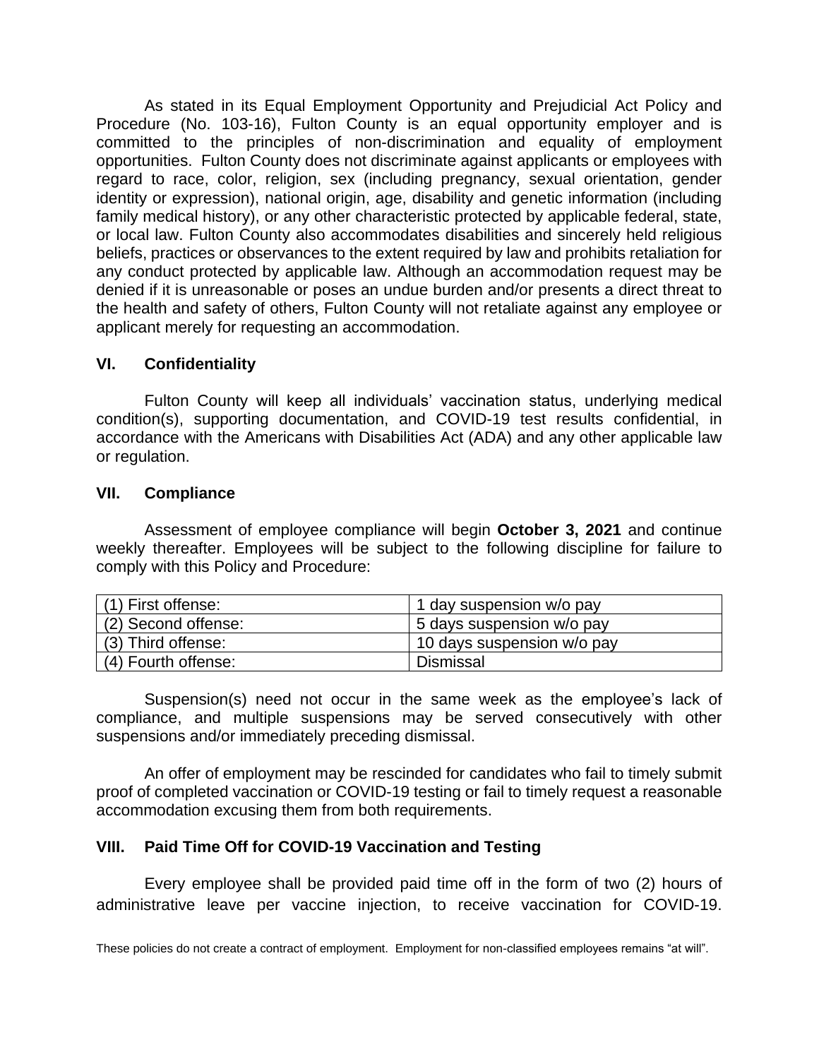As stated in its Equal Employment Opportunity and Prejudicial Act Policy and Procedure (No. 103-16), Fulton County is an equal opportunity employer and is committed to the principles of non-discrimination and equality of employment opportunities. Fulton County does not discriminate against applicants or employees with regard to race, color, religion, sex (including pregnancy, sexual orientation, gender identity or expression), national origin, age, disability and genetic information (including family medical history), or any other characteristic protected by applicable federal, state, or local law. Fulton County also accommodates disabilities and sincerely held religious beliefs, practices or observances to the extent required by law and prohibits retaliation for any conduct protected by applicable law. Although an accommodation request may be denied if it is unreasonable or poses an undue burden and/or presents a direct threat to the health and safety of others, Fulton County will not retaliate against any employee or applicant merely for requesting an accommodation.

## VI. Confidentiality

Fulton County will keep all individuals' vaccination status, underlying medical condition(s), supporting documentation, and COVID-19 test results confidential, in accordance with the Americans with Disabilities Act (ADA) and any other applicable law or regulation.

## VII. Compliance

Assessment of employee compliance will begin **October 3, 2021** and continue weekly thereafter. Employees will be subject to the following discipline for failure to comply with this Policy and Procedure:

| | |
|---|---|
| (1) First offense: | 1 day suspension w/o pay |
| (2) Second offense: | 5 days suspension w/o pay |
| (3) Third offense: | 10 days suspension w/o pay |
| (4) Fourth offense: | Dismissal |

Suspension(s) need not occur in the same week as the employee's lack of compliance, and multiple suspensions may be served consecutively with other suspensions and/or immediately preceding dismissal.

An offer of employment may be rescinded for candidates who fail to timely submit proof of completed vaccination or COVID-19 testing or fail to timely request a reasonable accommodation excusing them from both requirements.

## VIII. Paid Time Off for COVID-19 Vaccination and Testing

Every employee shall be provided paid time off in the form of two (2) hours of administrative leave per vaccine injection, to receive vaccination for COVID-19.

These policies do not create a contract of employment. Employment for non-classified employees remains "at will".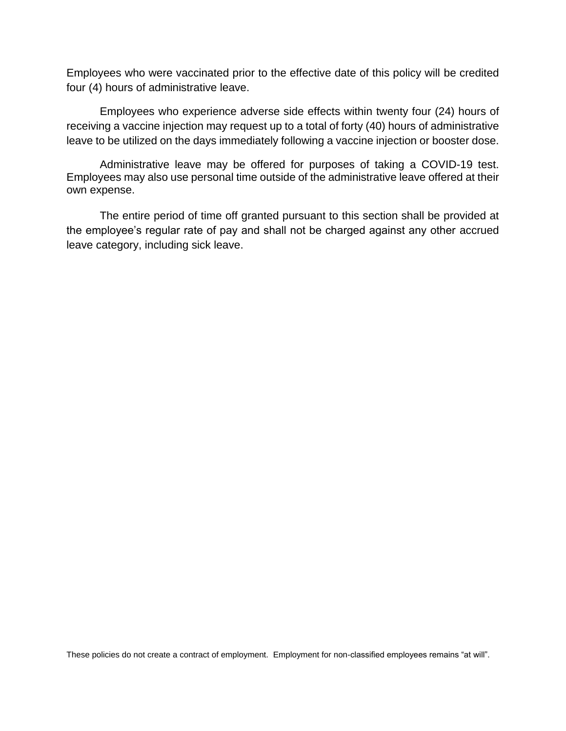Employees who were vaccinated prior to the effective date of this policy will be credited four (4) hours of administrative leave.

Employees who experience adverse side effects within twenty four (24) hours of receiving a vaccine injection may request up to a total of forty (40) hours of administrative leave to be utilized on the days immediately following a vaccine injection or booster dose.

Administrative leave may be offered for purposes of taking a COVID-19 test. Employees may also use personal time outside of the administrative leave offered at their own expense.

The entire period of time off granted pursuant to this section shall be provided at the employee's regular rate of pay and shall not be charged against any other accrued leave category, including sick leave.

These policies do not create a contract of employment. Employment for non-classified employees remains "at will".